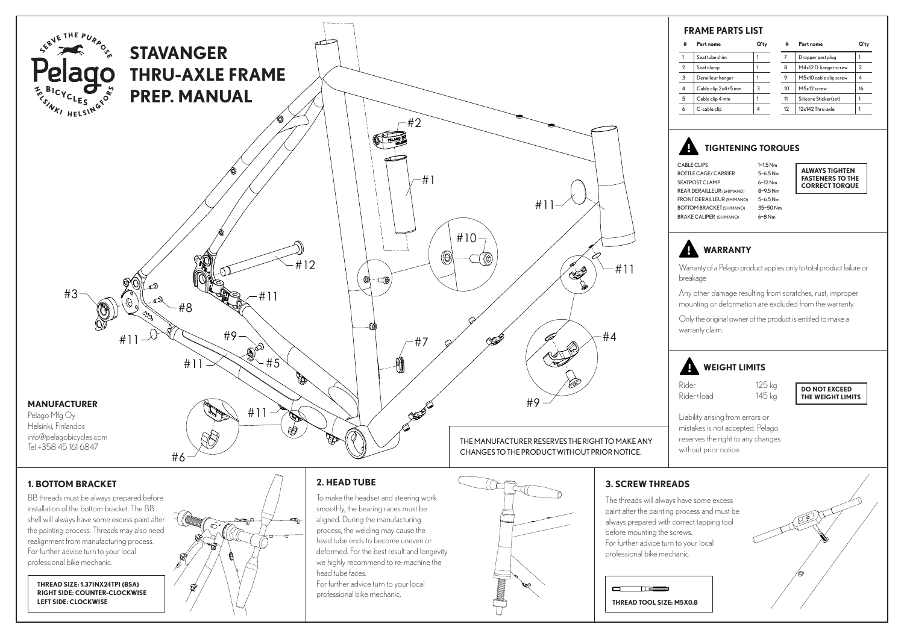# STAVANGER THRU-AXLE FRAME PREP. MANUAL

## FRAME PARTS LIST

| # | Part name | Q'ty | # | Part name | Q'ty |
|---|---|---|---|---|---|
| 1 | Seat tube shim | 1 | 7 | Dropper post plug | 1 |
| 2 | Seat clamp | 1 | 8 | M4x12 D. hanger screw | 2 |
| 3 | Derailleur hanger | 1 | 9 | M5x10 cable clip screw | 4 |
| 4 | Cable clip 2x4+5 mm | 3 | 10 | M5x12 screw | 16 |
| 5 | Cable clip 4 mm | 1 | 11 | Silicone Sticker(set) | 1 |
| 6 | C-cable clip | 4 | 12 | 12x142 Thru-axle | 1 |

## TIGHTENING TORQUES

| | |
|---|---|
| CABLE CLIPS | 1~1.5 Nm |
| BOTTLE CAGE/ CARRIER | 5~6.5 Nm |
| SEATPOST CLAMP | 6~12 Nm |
| REAR DERAILLEUR (SHIMANO) | 8~9.5 Nm |
| FRONT DERAILLEUR (SHIMANO) | 5~6.5 Nm |
| BOTTOM BRACKET (SHIMANO) | 35~50 Nm |
| BRAKE CALIPER (SHIMANO) | 6~8 Nm |

**ALWAYS TIGHTEN FASTENERS TO THE CORRECT TORQUE**

## WARRANTY

Warranty of a Pelago product applies only to total product failure or breakage

Any other damage resulting from scratches, rust, improper mounting or deformation are excluded from the warranty

Only the original owner of the product is entitled to make a warranty claim.

## WEIGHT LIMITS

| | |
|---|---|
| Rider | 125 kg |
| Rider+load | 145 kg |

**DO NOT EXCEED THE WEIGHT LIMITS**

Liability arising from errors or mistakes is not accepted. Pelago reserves the right to any changes without prior notice.

THE MANUFACTURER RESERVES THE RIGHT TO MAKE ANY CHANGES TO THE PRODUCT WITHOUT PRIOR NOTICE.

## MANUFACTURER

Pelago Mfg Oy
Helsinki, Finlandos
info@pelagobicycles.com
Tel +358 45 161 6847

## 1. BOTTOM BRACKET

BB threads must be always prepared before installation of the bottom bracket. The BB shell will always have some excess paint after the painting process. Threads may also need realignment from manufacturing process. For further advice turn to your local professional bike mechanic.

**THREAD SIZE: 1.37INX24TPI (BSA)**
**RIGHT SIDE: COUNTER-CLOCKWISE**
**LEFT SIDE: CLOCKWISE**

## 2. HEAD TUBE

To make the headset and steering work smoothly, the bearing races must be aligned. During the manufacturing process, the welding may cause the head tube ends to become uneven or deformed. For the best result and longevity we highly recommend to re-machine the head tube faces.
For further advice turn to your local professional bike mechanic.

## 3. SCREW THREADS

The threads will always have some excess paint after the painting process and must be always prepared with correct tapping tool before mounting the screws.
For further advice turn to your local professional bike mechanic.

**THREAD TOOL SIZE: M5X0.8**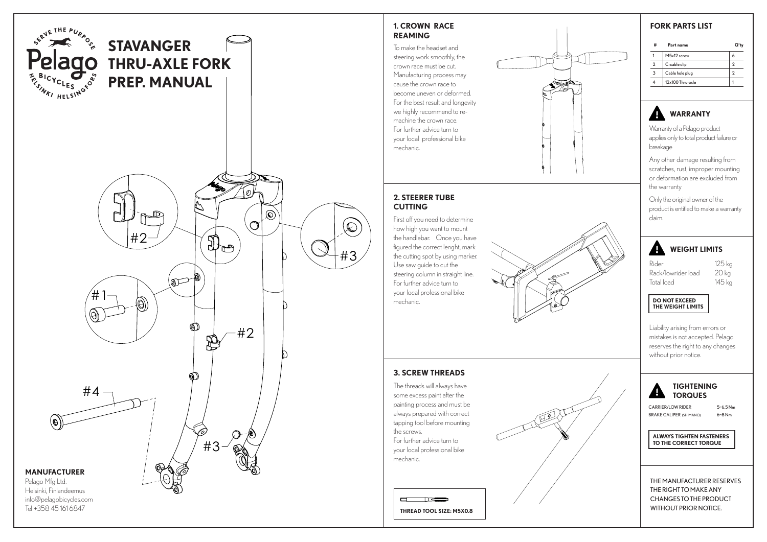# STAVANGER THRU-AXLE FORK PREP. MANUAL

#2

#1

#3

#2

#4

#3

## MANUFACTURER

Pelago Mfg Ltd.
Helsinki, Finlandeemus
info@pelagobicycles.com
Tel +358 45 161 6847

## 1. CROWN RACE REAMING

To make the headset and steering work smoothly, the crown race must be cut. Manufacturing process may cause the crown race to become uneven or deformed. For the best result and longevity we highly recommend to re-machine the crown race. For further advice turn to your local professional bike mechanic.

## 2. STEERER TUBE CUTTING

First off you need to determine how high you want to mount the handlebar. Once you have figured the correct lenght, mark the cutting spot by using marker. Use saw guide to cut the steering column in straight line. For further advice turn to your local professional bike mechanic.

## 3. SCREW THREADS

The threads will always have some excess paint after the painting process and must be always prepared with correct tapping tool before mounting the screws.
For further advice turn to your local professional bike mechanic.

**THREAD TOOL SIZE: M5X0.8**

## FORK PARTS LIST

| # | Part name | Q'ty |
|---|---|---|
| 1 | M5x12 screw | 6 |
| 2 | C-cable clip | 2 |
| 3 | Cable hole plug | 2 |
| 4 | 12x100 Thru-axle | 1 |

## WARRANTY

Warranty of a Pelago product applies only to total product failure or breakage

Any other damage resulting from scratches, rust, improper mounting or deformation are excluded from the warranty

Only the original owner of the product is entitled to make a warranty claim.

## WEIGHT LIMITS

| | |
|---|---|
| Rider | 125 kg |
| Rack/lowrider load | 20 kg |
| Total load | 145 kg |

**DO NOT EXCEED THE WEIGHT LIMITS**

Liability arising from errors or mistakes is not accepted. Pelago reserves the right to any changes without prior notice.

## TIGHTENING TORQUES

| | |
|---|---|
| CARRIER/LOW RIDER | 5–6.5 Nm |
| BRAKE CALIPER (SHIMANO) | 6–8 Nm |

**ALWAYS TIGHTEN FASTENERS TO THE CORRECT TORQUE**

THE MANUFACTURER RESERVES THE RIGHT TO MAKE ANY CHANGES TO THE PRODUCT WITHOUT PRIOR NOTICE.